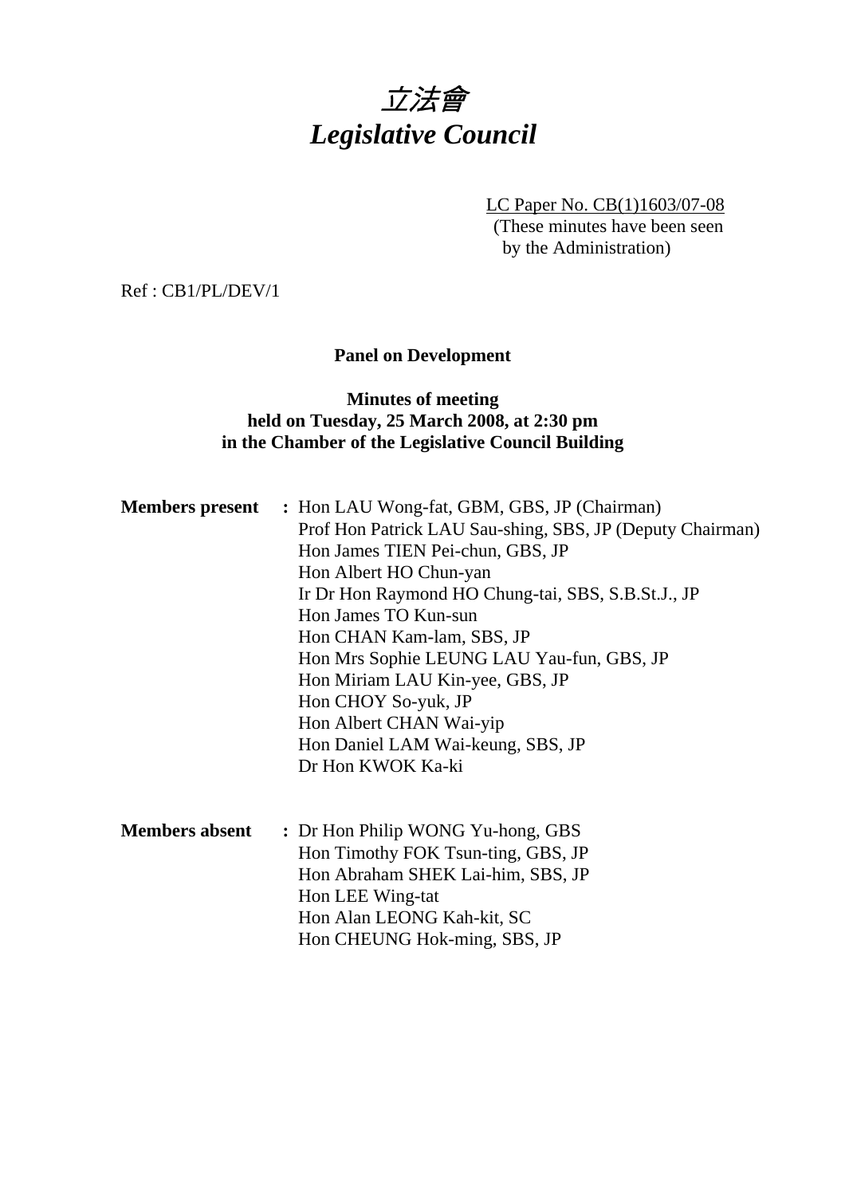# 立法會
# *Legislative Council*

LC Paper No. CB(1)1603/07-08
(These minutes have been seen by the Administration)

Ref : CB1/PL/DEV/1

**Panel on Development**

**Minutes of meeting held on Tuesday, 25 March 2008, at 2:30 pm in the Chamber of the Legislative Council Building**

**Members present** : Hon LAU Wong-fat, GBM, GBS, JP (Chairman)
Prof Hon Patrick LAU Sau-shing, SBS, JP (Deputy Chairman)
Hon James TIEN Pei-chun, GBS, JP
Hon Albert HO Chun-yan
Ir Dr Hon Raymond HO Chung-tai, SBS, S.B.St.J., JP
Hon James TO Kun-sun
Hon CHAN Kam-lam, SBS, JP
Hon Mrs Sophie LEUNG LAU Yau-fun, GBS, JP
Hon Miriam LAU Kin-yee, GBS, JP
Hon CHOY So-yuk, JP
Hon Albert CHAN Wai-yip
Hon Daniel LAM Wai-keung, SBS, JP
Dr Hon KWOK Ka-ki

**Members absent** : Dr Hon Philip WONG Yu-hong, GBS
Hon Timothy FOK Tsun-ting, GBS, JP
Hon Abraham SHEK Lai-him, SBS, JP
Hon LEE Wing-tat
Hon Alan LEONG Kah-kit, SC
Hon CHEUNG Hok-ming, SBS, JP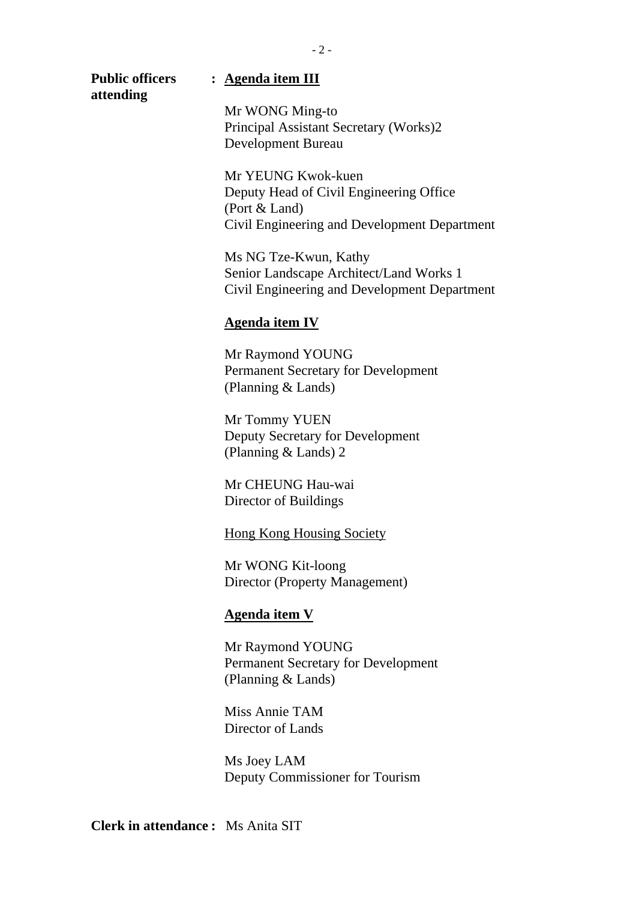**Public officers attending** : **<u>Agenda item III</u>**

Mr WONG Ming-to
Principal Assistant Secretary (Works)2
Development Bureau

Mr YEUNG Kwok-kuen
Deputy Head of Civil Engineering Office
(Port & Land)
Civil Engineering and Development Department

Ms NG Tze-Kwun, Kathy
Senior Landscape Architect/Land Works 1
Civil Engineering and Development Department

**<u>Agenda item IV</u>**

Mr Raymond YOUNG
Permanent Secretary for Development
(Planning & Lands)

Mr Tommy YUEN
Deputy Secretary for Development
(Planning & Lands) 2

Mr CHEUNG Hau-wai
Director of Buildings

<u>Hong Kong Housing Society</u>

Mr WONG Kit-loong
Director (Property Management)

**<u>Agenda item V</u>**

Mr Raymond YOUNG
Permanent Secretary for Development
(Planning & Lands)

Miss Annie TAM
Director of Lands

Ms Joey LAM
Deputy Commissioner for Tourism

**Clerk in attendance :** Ms Anita SIT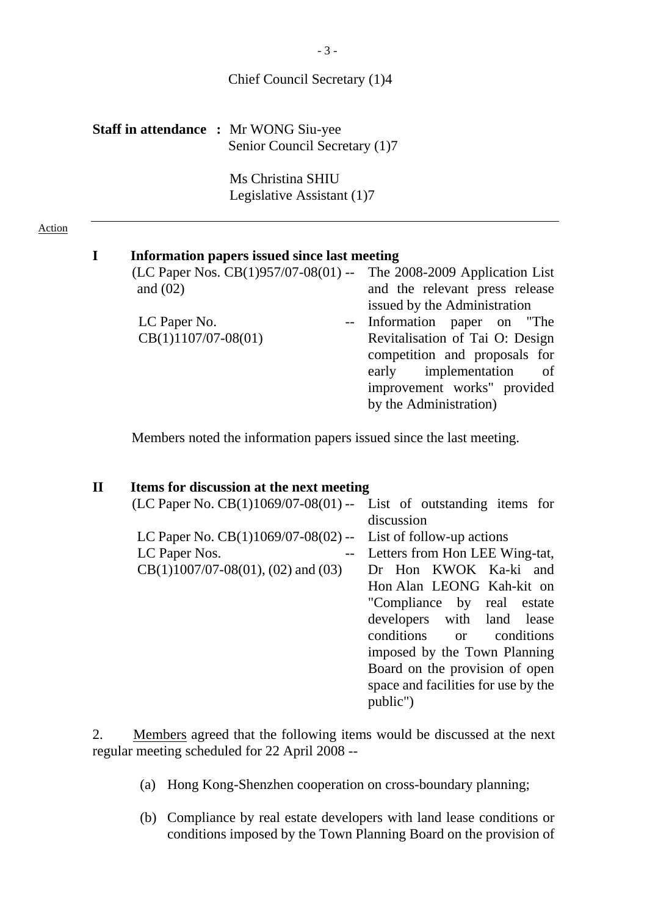Chief Council Secretary (1)4

**Staff in attendance :** Mr WONG Siu-yee
Senior Council Secretary (1)7

Ms Christina SHIU
Legislative Assistant (1)7

Action

---

## I Information papers issued since last meeting

(LC Paper Nos. CB(1)957/07-08(01) and (02) -- The 2008-2009 Application List and the relevant press release issued by the Administration

LC Paper No. CB(1)1107/07-08(01) -- Information paper on "The Revitalisation of Tai O: Design competition and proposals for early implementation of improvement works" provided by the Administration)

Members noted the information papers issued since the last meeting.

## II Items for discussion at the next meeting

(LC Paper No. CB(1)1069/07-08(01) -- List of outstanding items for discussion

LC Paper No. CB(1)1069/07-08(02) -- List of follow-up actions

LC Paper Nos. CB(1)1007/07-08(01), (02) and (03) -- Letters from Hon LEE Wing-tat, Dr Hon KWOK Ka-ki and Hon Alan LEONG Kah-kit on "Compliance by real estate developers with land lease conditions or conditions imposed by the Town Planning Board on the provision of open space and facilities for use by the public")

2. Members agreed that the following items would be discussed at the next regular meeting scheduled for 22 April 2008 --

(a) Hong Kong-Shenzhen cooperation on cross-boundary planning;

(b) Compliance by real estate developers with land lease conditions or conditions imposed by the Town Planning Board on the provision of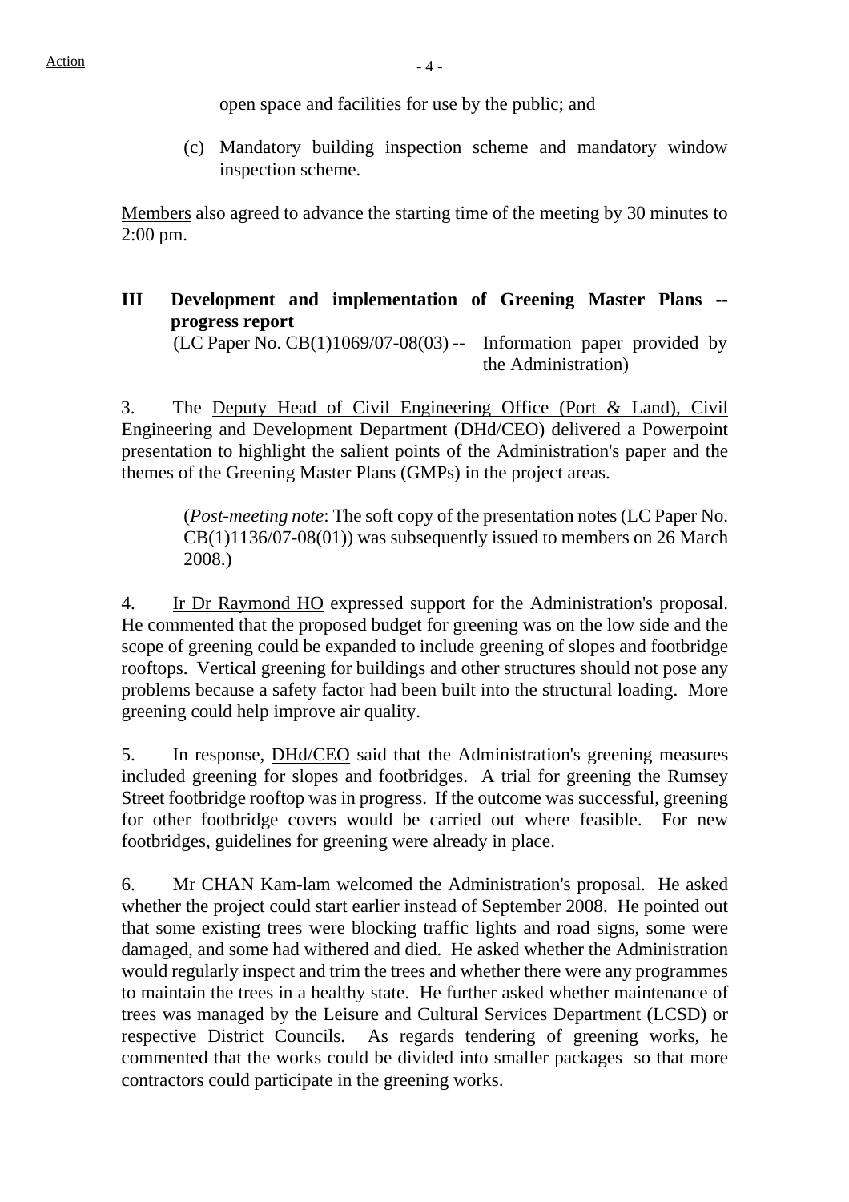open space and facilities for use by the public; and

(c) Mandatory building inspection scheme and mandatory window inspection scheme.

Members also agreed to advance the starting time of the meeting by 30 minutes to 2:00 pm.

## III Development and implementation of Greening Master Plans -- progress report

(LC Paper No. CB(1)1069/07-08(03) -- Information paper provided by the Administration)

3. The Deputy Head of Civil Engineering Office (Port & Land), Civil Engineering and Development Department (DHd/CEO) delivered a Powerpoint presentation to highlight the salient points of the Administration's paper and the themes of the Greening Master Plans (GMPs) in the project areas.

(*Post-meeting note*: The soft copy of the presentation notes (LC Paper No. CB(1)1136/07-08(01)) was subsequently issued to members on 26 March 2008.)

4. Ir Dr Raymond HO expressed support for the Administration's proposal. He commented that the proposed budget for greening was on the low side and the scope of greening could be expanded to include greening of slopes and footbridge rooftops. Vertical greening for buildings and other structures should not pose any problems because a safety factor had been built into the structural loading. More greening could help improve air quality.

5. In response, DHd/CEO said that the Administration's greening measures included greening for slopes and footbridges. A trial for greening the Rumsey Street footbridge rooftop was in progress. If the outcome was successful, greening for other footbridge covers would be carried out where feasible. For new footbridges, guidelines for greening were already in place.

6. Mr CHAN Kam-lam welcomed the Administration's proposal. He asked whether the project could start earlier instead of September 2008. He pointed out that some existing trees were blocking traffic lights and road signs, some were damaged, and some had withered and died. He asked whether the Administration would regularly inspect and trim the trees and whether there were any programmes to maintain the trees in a healthy state. He further asked whether maintenance of trees was managed by the Leisure and Cultural Services Department (LCSD) or respective District Councils. As regards tendering of greening works, he commented that the works could be divided into smaller packages so that more contractors could participate in the greening works.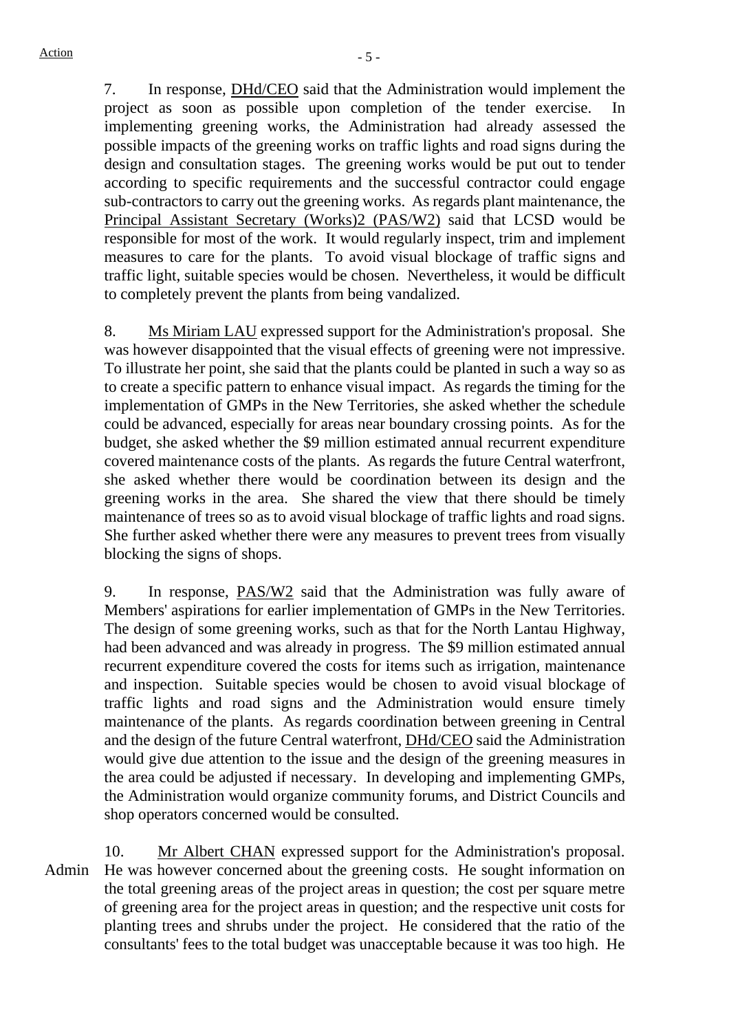7. In response, DHd/CEO said that the Administration would implement the project as soon as possible upon completion of the tender exercise. In implementing greening works, the Administration had already assessed the possible impacts of the greening works on traffic lights and road signs during the design and consultation stages. The greening works would be put out to tender according to specific requirements and the successful contractor could engage sub-contractors to carry out the greening works. As regards plant maintenance, the Principal Assistant Secretary (Works)2 (PAS/W2) said that LCSD would be responsible for most of the work. It would regularly inspect, trim and implement measures to care for the plants. To avoid visual blockage of traffic signs and traffic light, suitable species would be chosen. Nevertheless, it would be difficult to completely prevent the plants from being vandalized.

8. Ms Miriam LAU expressed support for the Administration's proposal. She was however disappointed that the visual effects of greening were not impressive. To illustrate her point, she said that the plants could be planted in such a way so as to create a specific pattern to enhance visual impact. As regards the timing for the implementation of GMPs in the New Territories, she asked whether the schedule could be advanced, especially for areas near boundary crossing points. As for the budget, she asked whether the $9 million estimated annual recurrent expenditure covered maintenance costs of the plants. As regards the future Central waterfront, she asked whether there would be coordination between its design and the greening works in the area. She shared the view that there should be timely maintenance of trees so as to avoid visual blockage of traffic lights and road signs. She further asked whether there were any measures to prevent trees from visually blocking the signs of shops.

9. In response, PAS/W2 said that the Administration was fully aware of Members' aspirations for earlier implementation of GMPs in the New Territories. The design of some greening works, such as that for the North Lantau Highway, had been advanced and was already in progress. The $9 million estimated annual recurrent expenditure covered the costs for items such as irrigation, maintenance and inspection. Suitable species would be chosen to avoid visual blockage of traffic lights and road signs and the Administration would ensure timely maintenance of the plants. As regards coordination between greening in Central and the design of the future Central waterfront, DHd/CEO said the Administration would give due attention to the issue and the design of the greening measures in the area could be adjusted if necessary. In developing and implementing GMPs, the Administration would organize community forums, and District Councils and shop operators concerned would be consulted.

10. Mr Albert CHAN expressed support for the Administration's proposal. He was however concerned about the greening costs. He sought information on the total greening areas of the project areas in question; the cost per square metre of greening area for the project areas in question; and the respective unit costs for planting trees and shrubs under the project. He considered that the ratio of the consultants' fees to the total budget was unacceptable because it was too high. He

Admin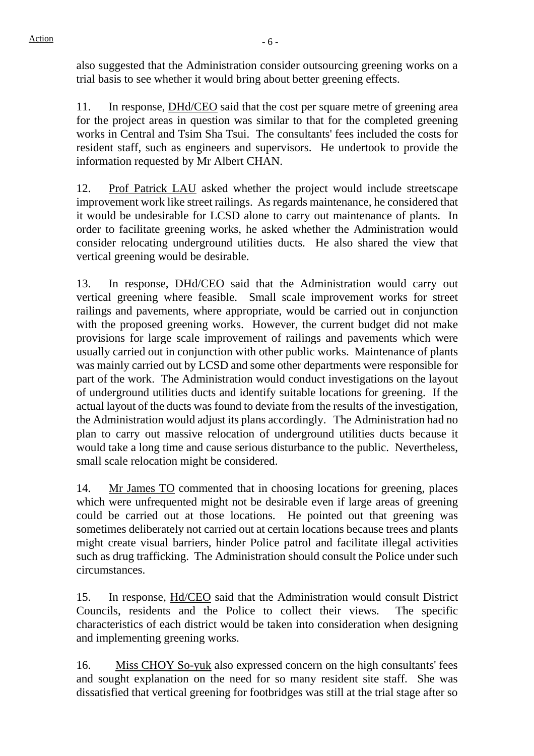also suggested that the Administration consider outsourcing greening works on a trial basis to see whether it would bring about better greening effects.

11. In response, DHd/CEO said that the cost per square metre of greening area for the project areas in question was similar to that for the completed greening works in Central and Tsim Sha Tsui. The consultants' fees included the costs for resident staff, such as engineers and supervisors. He undertook to provide the information requested by Mr Albert CHAN.

12. Prof Patrick LAU asked whether the project would include streetscape improvement work like street railings. As regards maintenance, he considered that it would be undesirable for LCSD alone to carry out maintenance of plants. In order to facilitate greening works, he asked whether the Administration would consider relocating underground utilities ducts. He also shared the view that vertical greening would be desirable.

13. In response, DHd/CEO said that the Administration would carry out vertical greening where feasible. Small scale improvement works for street railings and pavements, where appropriate, would be carried out in conjunction with the proposed greening works. However, the current budget did not make provisions for large scale improvement of railings and pavements which were usually carried out in conjunction with other public works. Maintenance of plants was mainly carried out by LCSD and some other departments were responsible for part of the work. The Administration would conduct investigations on the layout of underground utilities ducts and identify suitable locations for greening. If the actual layout of the ducts was found to deviate from the results of the investigation, the Administration would adjust its plans accordingly. The Administration had no plan to carry out massive relocation of underground utilities ducts because it would take a long time and cause serious disturbance to the public. Nevertheless, small scale relocation might be considered.

14. Mr James TO commented that in choosing locations for greening, places which were unfrequented might not be desirable even if large areas of greening could be carried out at those locations. He pointed out that greening was sometimes deliberately not carried out at certain locations because trees and plants might create visual barriers, hinder Police patrol and facilitate illegal activities such as drug trafficking. The Administration should consult the Police under such circumstances.

15. In response, Hd/CEO said that the Administration would consult District Councils, residents and the Police to collect their views. The specific characteristics of each district would be taken into consideration when designing and implementing greening works.

16. Miss CHOY So-yuk also expressed concern on the high consultants' fees and sought explanation on the need for so many resident site staff. She was dissatisfied that vertical greening for footbridges was still at the trial stage after so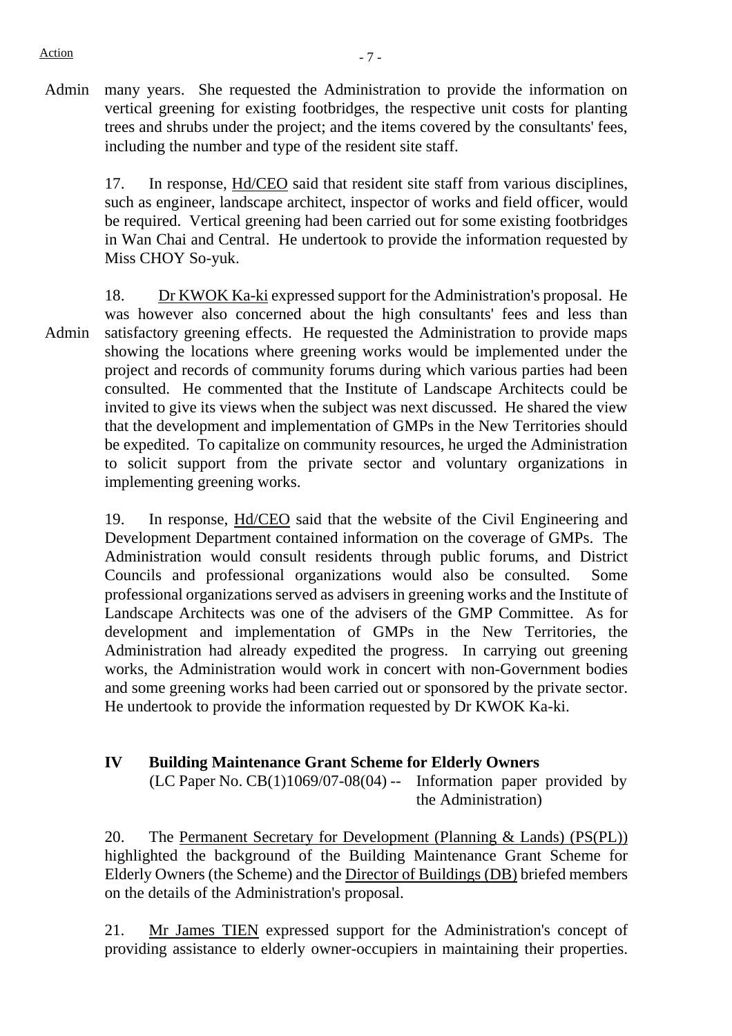Admin many years. She requested the Administration to provide the information on vertical greening for existing footbridges, the respective unit costs for planting trees and shrubs under the project; and the items covered by the consultants' fees, including the number and type of the resident site staff.

17. In response, Hd/CEO said that resident site staff from various disciplines, such as engineer, landscape architect, inspector of works and field officer, would be required. Vertical greening had been carried out for some existing footbridges in Wan Chai and Central. He undertook to provide the information requested by Miss CHOY So-yuk.

18. Dr KWOK Ka-ki expressed support for the Administration's proposal. He was however also concerned about the high consultants' fees and less than satisfactory greening effects. He requested the Administration to provide maps showing the locations where greening works would be implemented under the project and records of community forums during which various parties had been consulted. He commented that the Institute of Landscape Architects could be invited to give its views when the subject was next discussed. He shared the view that the development and implementation of GMPs in the New Territories should be expedited. To capitalize on community resources, he urged the Administration to solicit support from the private sector and voluntary organizations in implementing greening works.

Admin

19. In response, Hd/CEO said that the website of the Civil Engineering and Development Department contained information on the coverage of GMPs. The Administration would consult residents through public forums, and District Councils and professional organizations would also be consulted. Some professional organizations served as advisers in greening works and the Institute of Landscape Architects was one of the advisers of the GMP Committee. As for development and implementation of GMPs in the New Territories, the Administration had already expedited the progress. In carrying out greening works, the Administration would work in concert with non-Government bodies and some greening works had been carried out or sponsored by the private sector. He undertook to provide the information requested by Dr KWOK Ka-ki.

## IV Building Maintenance Grant Scheme for Elderly Owners

(LC Paper No. CB(1)1069/07-08(04) -- Information paper provided by the Administration)

20. The Permanent Secretary for Development (Planning & Lands) (PS(PL)) highlighted the background of the Building Maintenance Grant Scheme for Elderly Owners (the Scheme) and the Director of Buildings (DB) briefed members on the details of the Administration's proposal.

21. Mr James TIEN expressed support for the Administration's concept of providing assistance to elderly owner-occupiers in maintaining their properties.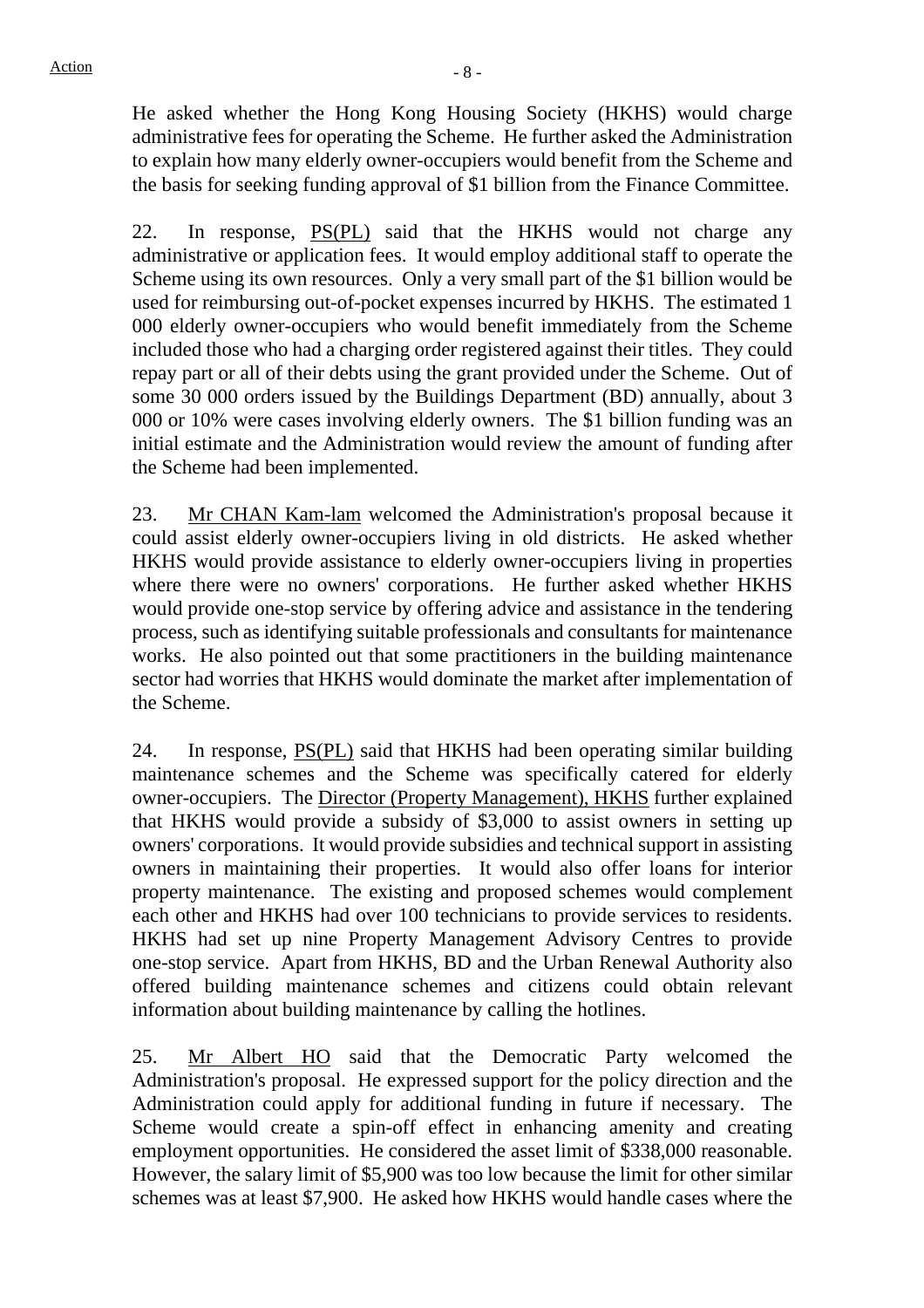He asked whether the Hong Kong Housing Society (HKHS) would charge administrative fees for operating the Scheme. He further asked the Administration to explain how many elderly owner-occupiers would benefit from the Scheme and the basis for seeking funding approval of $1 billion from the Finance Committee.

22. In response, PS(PL) said that the HKHS would not charge any administrative or application fees. It would employ additional staff to operate the Scheme using its own resources. Only a very small part of the $1 billion would be used for reimbursing out-of-pocket expenses incurred by HKHS. The estimated 1 000 elderly owner-occupiers who would benefit immediately from the Scheme included those who had a charging order registered against their titles. They could repay part or all of their debts using the grant provided under the Scheme. Out of some 30 000 orders issued by the Buildings Department (BD) annually, about 3 000 or 10% were cases involving elderly owners. The $1 billion funding was an initial estimate and the Administration would review the amount of funding after the Scheme had been implemented.

23. Mr CHAN Kam-lam welcomed the Administration's proposal because it could assist elderly owner-occupiers living in old districts. He asked whether HKHS would provide assistance to elderly owner-occupiers living in properties where there were no owners' corporations. He further asked whether HKHS would provide one-stop service by offering advice and assistance in the tendering process, such as identifying suitable professionals and consultants for maintenance works. He also pointed out that some practitioners in the building maintenance sector had worries that HKHS would dominate the market after implementation of the Scheme.

24. In response, PS(PL) said that HKHS had been operating similar building maintenance schemes and the Scheme was specifically catered for elderly owner-occupiers. The Director (Property Management), HKHS further explained that HKHS would provide a subsidy of $3,000 to assist owners in setting up owners' corporations. It would provide subsidies and technical support in assisting owners in maintaining their properties. It would also offer loans for interior property maintenance. The existing and proposed schemes would complement each other and HKHS had over 100 technicians to provide services to residents. HKHS had set up nine Property Management Advisory Centres to provide one-stop service. Apart from HKHS, BD and the Urban Renewal Authority also offered building maintenance schemes and citizens could obtain relevant information about building maintenance by calling the hotlines.

25. Mr Albert HO said that the Democratic Party welcomed the Administration's proposal. He expressed support for the policy direction and the Administration could apply for additional funding in future if necessary. The Scheme would create a spin-off effect in enhancing amenity and creating employment opportunities. He considered the asset limit of $338,000 reasonable. However, the salary limit of $5,900 was too low because the limit for other similar schemes was at least $7,900. He asked how HKHS would handle cases where the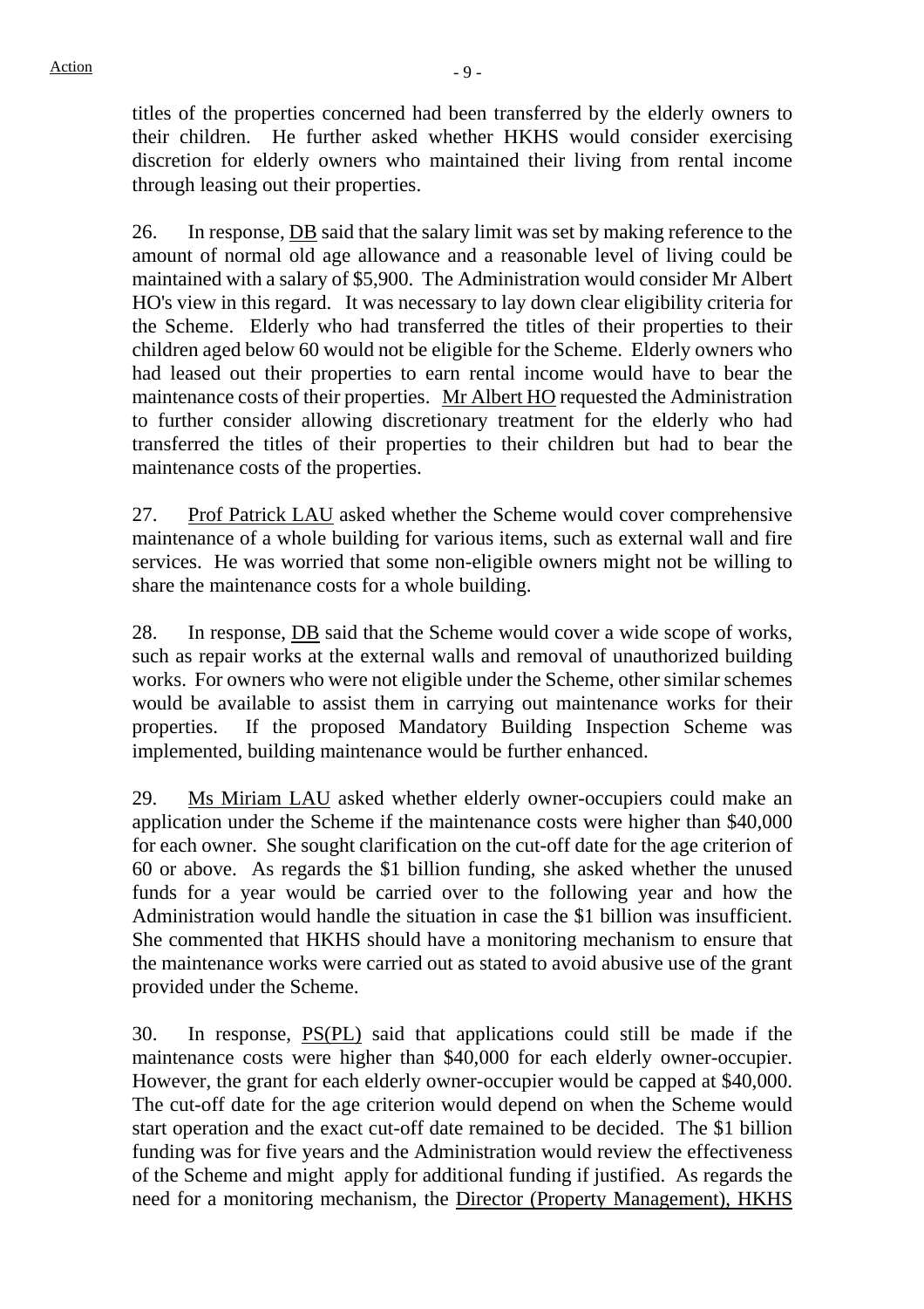titles of the properties concerned had been transferred by the elderly owners to their children. He further asked whether HKHS would consider exercising discretion for elderly owners who maintained their living from rental income through leasing out their properties.

26. In response, DB said that the salary limit was set by making reference to the amount of normal old age allowance and a reasonable level of living could be maintained with a salary of $5,900. The Administration would consider Mr Albert HO's view in this regard. It was necessary to lay down clear eligibility criteria for the Scheme. Elderly who had transferred the titles of their properties to their children aged below 60 would not be eligible for the Scheme. Elderly owners who had leased out their properties to earn rental income would have to bear the maintenance costs of their properties. Mr Albert HO requested the Administration to further consider allowing discretionary treatment for the elderly who had transferred the titles of their properties to their children but had to bear the maintenance costs of the properties.

27. Prof Patrick LAU asked whether the Scheme would cover comprehensive maintenance of a whole building for various items, such as external wall and fire services. He was worried that some non-eligible owners might not be willing to share the maintenance costs for a whole building.

28. In response, DB said that the Scheme would cover a wide scope of works, such as repair works at the external walls and removal of unauthorized building works. For owners who were not eligible under the Scheme, other similar schemes would be available to assist them in carrying out maintenance works for their properties. If the proposed Mandatory Building Inspection Scheme was implemented, building maintenance would be further enhanced.

29. Ms Miriam LAU asked whether elderly owner-occupiers could make an application under the Scheme if the maintenance costs were higher than $40,000 for each owner. She sought clarification on the cut-off date for the age criterion of 60 or above. As regards the $1 billion funding, she asked whether the unused funds for a year would be carried over to the following year and how the Administration would handle the situation in case the $1 billion was insufficient. She commented that HKHS should have a monitoring mechanism to ensure that the maintenance works were carried out as stated to avoid abusive use of the grant provided under the Scheme.

30. In response, PS(PL) said that applications could still be made if the maintenance costs were higher than $40,000 for each elderly owner-occupier. However, the grant for each elderly owner-occupier would be capped at $40,000. The cut-off date for the age criterion would depend on when the Scheme would start operation and the exact cut-off date remained to be decided. The $1 billion funding was for five years and the Administration would review the effectiveness of the Scheme and might apply for additional funding if justified. As regards the need for a monitoring mechanism, the Director (Property Management), HKHS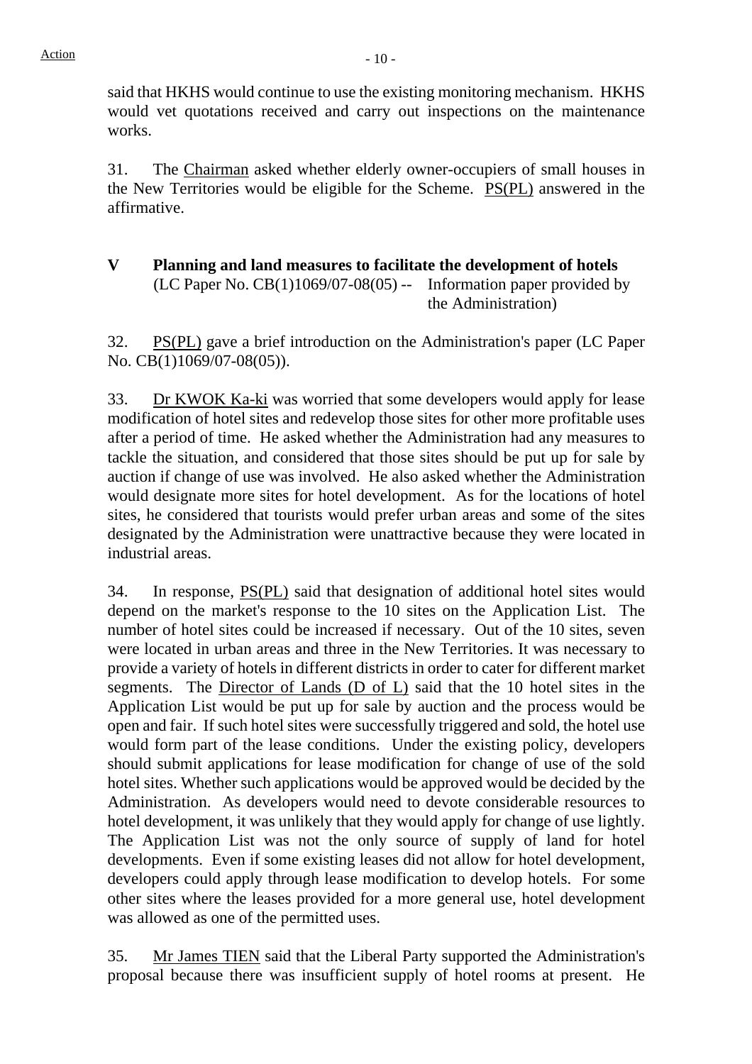said that HKHS would continue to use the existing monitoring mechanism. HKHS would vet quotations received and carry out inspections on the maintenance works.

31. The Chairman asked whether elderly owner-occupiers of small houses in the New Territories would be eligible for the Scheme. PS(PL) answered in the affirmative.

## V Planning and land measures to facilitate the development of hotels

(LC Paper No. CB(1)1069/07-08(05) -- Information paper provided by the Administration)

32. PS(PL) gave a brief introduction on the Administration's paper (LC Paper No. CB(1)1069/07-08(05)).

33. Dr KWOK Ka-ki was worried that some developers would apply for lease modification of hotel sites and redevelop those sites for other more profitable uses after a period of time. He asked whether the Administration had any measures to tackle the situation, and considered that those sites should be put up for sale by auction if change of use was involved. He also asked whether the Administration would designate more sites for hotel development. As for the locations of hotel sites, he considered that tourists would prefer urban areas and some of the sites designated by the Administration were unattractive because they were located in industrial areas.

34. In response, PS(PL) said that designation of additional hotel sites would depend on the market's response to the 10 sites on the Application List. The number of hotel sites could be increased if necessary. Out of the 10 sites, seven were located in urban areas and three in the New Territories. It was necessary to provide a variety of hotels in different districts in order to cater for different market segments. The Director of Lands (D of L) said that the 10 hotel sites in the Application List would be put up for sale by auction and the process would be open and fair. If such hotel sites were successfully triggered and sold, the hotel use would form part of the lease conditions. Under the existing policy, developers should submit applications for lease modification for change of use of the sold hotel sites. Whether such applications would be approved would be decided by the Administration. As developers would need to devote considerable resources to hotel development, it was unlikely that they would apply for change of use lightly. The Application List was not the only source of supply of land for hotel developments. Even if some existing leases did not allow for hotel development, developers could apply through lease modification to develop hotels. For some other sites where the leases provided for a more general use, hotel development was allowed as one of the permitted uses.

35. Mr James TIEN said that the Liberal Party supported the Administration's proposal because there was insufficient supply of hotel rooms at present. He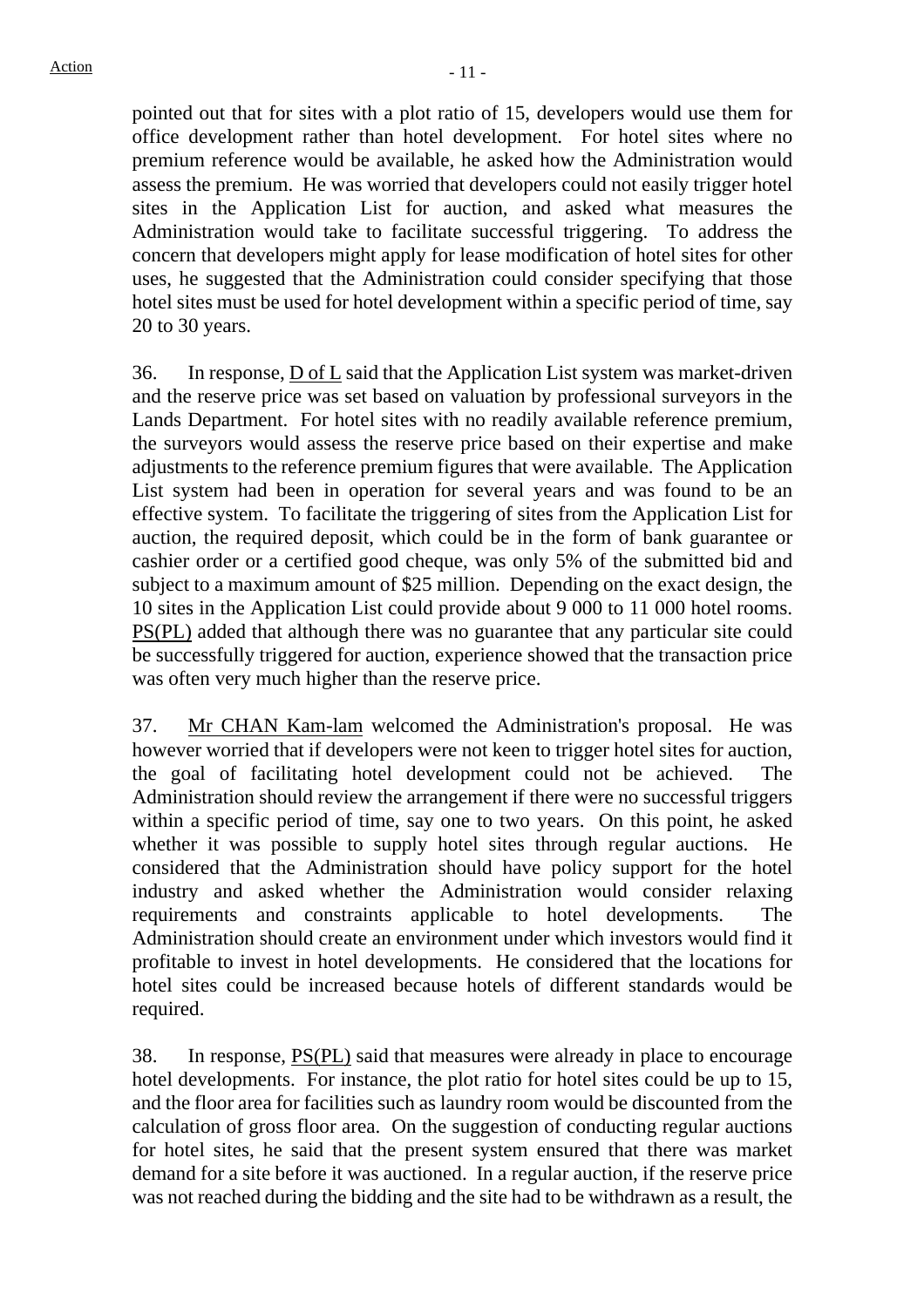pointed out that for sites with a plot ratio of 15, developers would use them for office development rather than hotel development. For hotel sites where no premium reference would be available, he asked how the Administration would assess the premium. He was worried that developers could not easily trigger hotel sites in the Application List for auction, and asked what measures the Administration would take to facilitate successful triggering. To address the concern that developers might apply for lease modification of hotel sites for other uses, he suggested that the Administration could consider specifying that those hotel sites must be used for hotel development within a specific period of time, say 20 to 30 years.

36. In response, D of L said that the Application List system was market-driven and the reserve price was set based on valuation by professional surveyors in the Lands Department. For hotel sites with no readily available reference premium, the surveyors would assess the reserve price based on their expertise and make adjustments to the reference premium figures that were available. The Application List system had been in operation for several years and was found to be an effective system. To facilitate the triggering of sites from the Application List for auction, the required deposit, which could be in the form of bank guarantee or cashier order or a certified good cheque, was only 5% of the submitted bid and subject to a maximum amount of $25 million. Depending on the exact design, the 10 sites in the Application List could provide about 9 000 to 11 000 hotel rooms. PS(PL) added that although there was no guarantee that any particular site could be successfully triggered for auction, experience showed that the transaction price was often very much higher than the reserve price.

37. Mr CHAN Kam-lam welcomed the Administration's proposal. He was however worried that if developers were not keen to trigger hotel sites for auction, the goal of facilitating hotel development could not be achieved. The Administration should review the arrangement if there were no successful triggers within a specific period of time, say one to two years. On this point, he asked whether it was possible to supply hotel sites through regular auctions. He considered that the Administration should have policy support for the hotel industry and asked whether the Administration would consider relaxing requirements and constraints applicable to hotel developments. The Administration should create an environment under which investors would find it profitable to invest in hotel developments. He considered that the locations for hotel sites could be increased because hotels of different standards would be required.

38. In response, PS(PL) said that measures were already in place to encourage hotel developments. For instance, the plot ratio for hotel sites could be up to 15, and the floor area for facilities such as laundry room would be discounted from the calculation of gross floor area. On the suggestion of conducting regular auctions for hotel sites, he said that the present system ensured that there was market demand for a site before it was auctioned. In a regular auction, if the reserve price was not reached during the bidding and the site had to be withdrawn as a result, the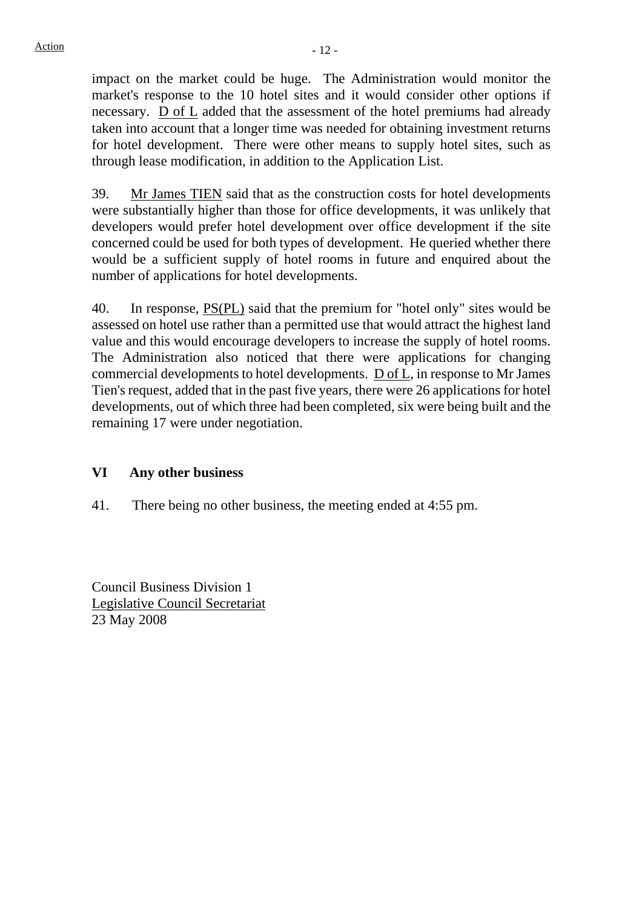impact on the market could be huge. The Administration would monitor the market's response to the 10 hotel sites and it would consider other options if necessary. D of L added that the assessment of the hotel premiums had already taken into account that a longer time was needed for obtaining investment returns for hotel development. There were other means to supply hotel sites, such as through lease modification, in addition to the Application List.

39. Mr James TIEN said that as the construction costs for hotel developments were substantially higher than those for office developments, it was unlikely that developers would prefer hotel development over office development if the site concerned could be used for both types of development. He queried whether there would be a sufficient supply of hotel rooms in future and enquired about the number of applications for hotel developments.

40. In response, PS(PL) said that the premium for "hotel only" sites would be assessed on hotel use rather than a permitted use that would attract the highest land value and this would encourage developers to increase the supply of hotel rooms. The Administration also noticed that there were applications for changing commercial developments to hotel developments. D of L, in response to Mr James Tien's request, added that in the past five years, there were 26 applications for hotel developments, out of which three had been completed, six were being built and the remaining 17 were under negotiation.

## VI Any other business

41. There being no other business, the meeting ended at 4:55 pm.

Council Business Division 1
Legislative Council Secretariat
23 May 2008